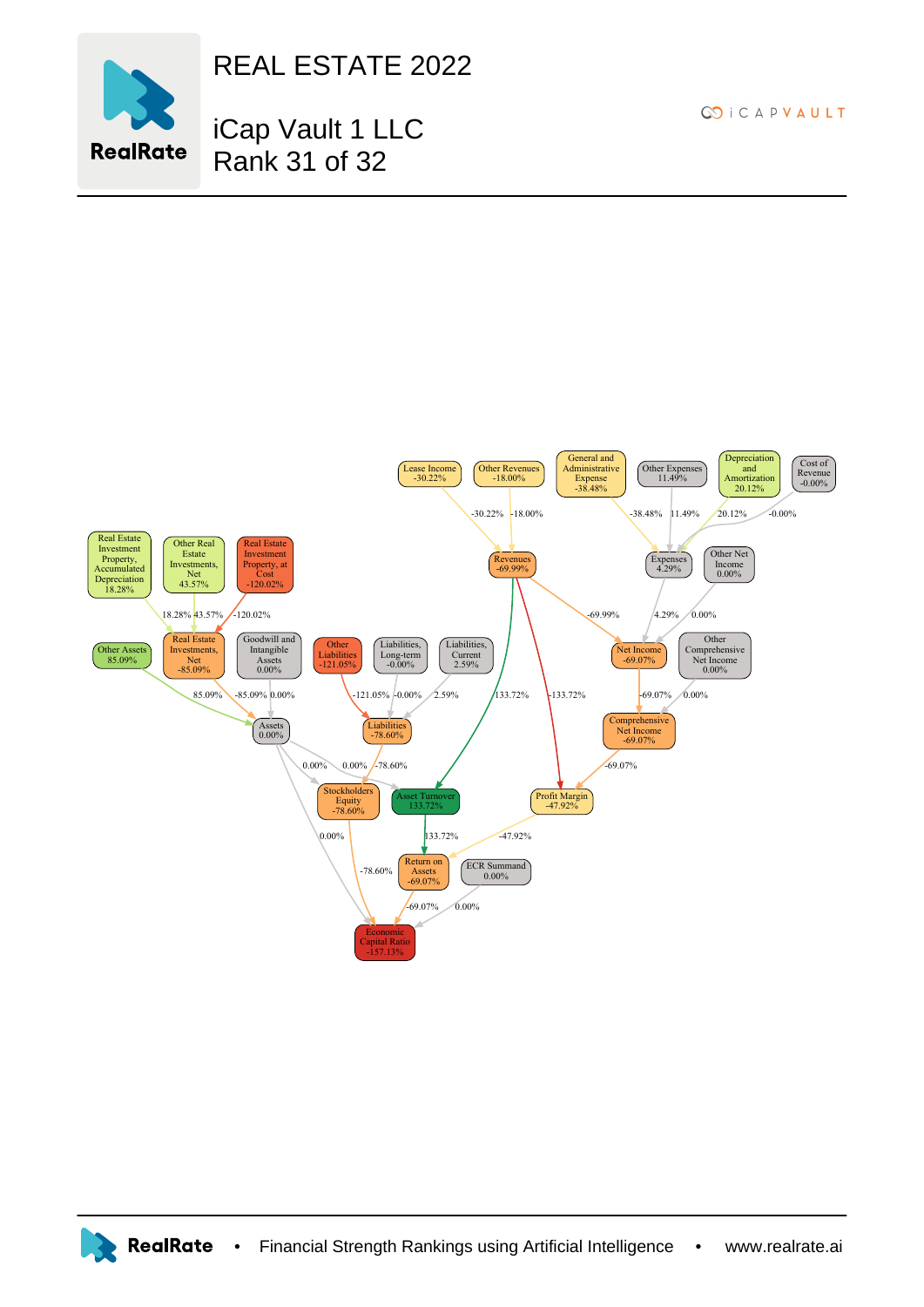# REAL ESTATE 2022

## iCap Vault 1 LLC
## Rank 31 of 32

Lease Income -30.22%

Other Revenues -18.00%

General and Administrative Expense -38.48%

Other Expenses 11.49%

Depreciation and Amortization 20.12%

Cost of Revenue -0.00%

Real Estate Investment Property, Accumulated Depreciation 18.28%

Other Real Estate Investments, Net 43.57%

Real Estate Investment Property, at Cost -120.02%

Revenues -69.99%

Expenses 4.29%

Other Net Income 0.00%

Other Assets 85.09%

Real Estate Investments, Net -85.09%

Goodwill and Intangible Assets 0.00%

Other Liabilities -121.05%

Liabilities, Long-term -0.00%

Liabilities, Current 2.59%

Net Income -69.07%

Other Comprehensive Net Income 0.00%

Assets 0.00%

Liabilities -78.60%

Comprehensive Net Income -69.07%

Stockholders Equity -78.60%

Asset Turnover 133.72%

Profit Margin -47.92%

Return on Assets -69.07%

ECR Summand 0.00%

Economic Capital Ratio -157.13%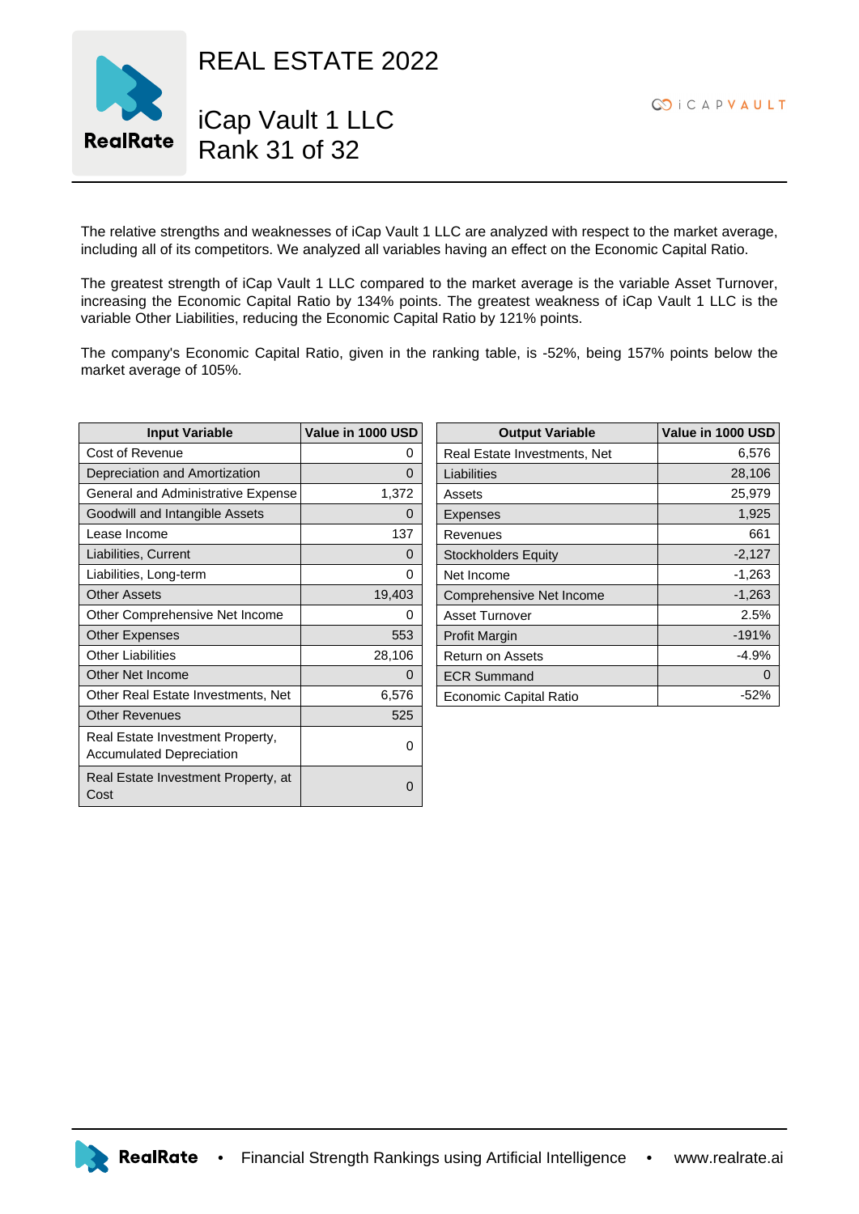# REAL ESTATE 2022

## iCap Vault 1 LLC
## Rank 31 of 32

The relative strengths and weaknesses of iCap Vault 1 LLC are analyzed with respect to the market average, including all of its competitors. We analyzed all variables having an effect on the Economic Capital Ratio.

The greatest strength of iCap Vault 1 LLC compared to the market average is the variable Asset Turnover, increasing the Economic Capital Ratio by 134% points. The greatest weakness of iCap Vault 1 LLC is the variable Other Liabilities, reducing the Economic Capital Ratio by 121% points.

The company's Economic Capital Ratio, given in the ranking table, is -52%, being 157% points below the market average of 105%.

| Input Variable | Value in 1000 USD |
|---|---|
| Cost of Revenue | 0 |
| Depreciation and Amortization | 0 |
| General and Administrative Expense | 1,372 |
| Goodwill and Intangible Assets | 0 |
| Lease Income | 137 |
| Liabilities, Current | 0 |
| Liabilities, Long-term | 0 |
| Other Assets | 19,403 |
| Other Comprehensive Net Income | 0 |
| Other Expenses | 553 |
| Other Liabilities | 28,106 |
| Other Net Income | 0 |
| Other Real Estate Investments, Net | 6,576 |
| Other Revenues | 525 |
| Real Estate Investment Property, Accumulated Depreciation | 0 |
| Real Estate Investment Property, at Cost | 0 |

| Output Variable | Value in 1000 USD |
|---|---|
| Real Estate Investments, Net | 6,576 |
| Liabilities | 28,106 |
| Assets | 25,979 |
| Expenses | 1,925 |
| Revenues | 661 |
| Stockholders Equity | -2,127 |
| Net Income | -1,263 |
| Comprehensive Net Income | -1,263 |
| Asset Turnover | 2.5% |
| Profit Margin | -191% |
| Return on Assets | -4.9% |
| ECR Summand | 0 |
| Economic Capital Ratio | -52% |